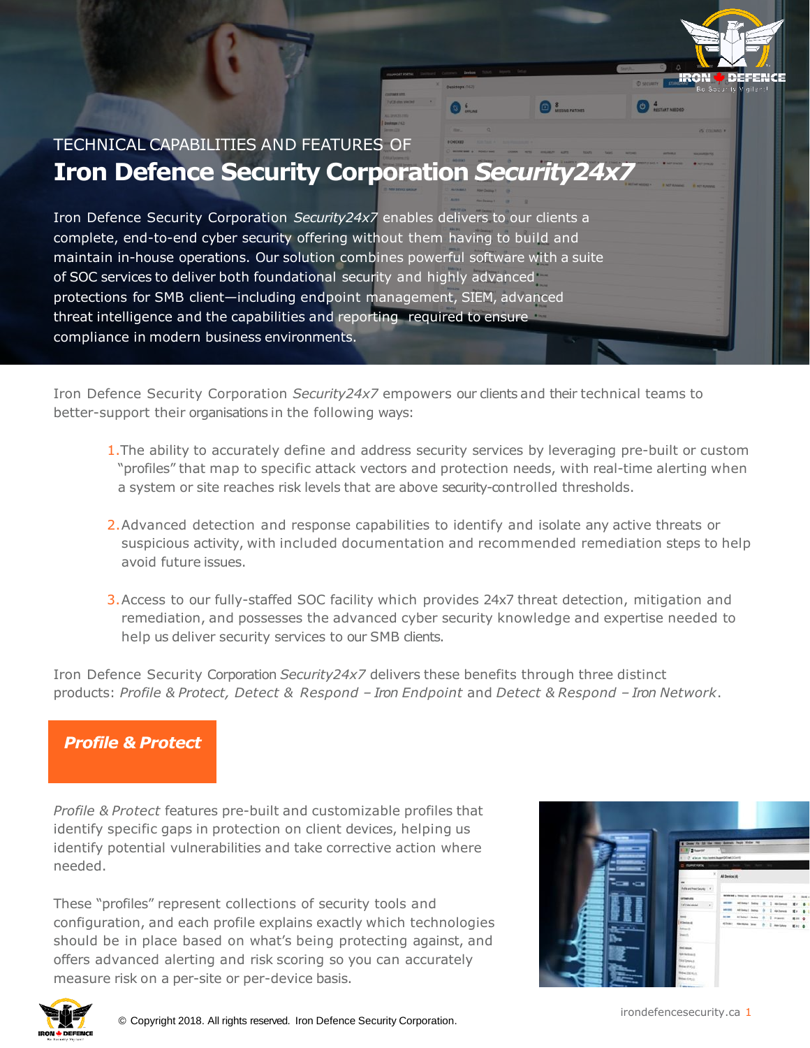TECHNICAL CAPABILITIES AND FEATURES OF

# Iron Defence Security Corporation *Security24x7*

Iron Defence Security Corporation *Security24x7* enables delivers to our clients a complete, end-to-end cyber security offering without them having to build and maintain in-house operations. Our solution combines powerful software with a suite of SOC services to deliver both foundational security and highly advanced protections for SMB client—including endpoint management, SIEM, advanced threat intelligence and the capabilities and reporting required to ensure compliance in modern business environments.

Iron Defence Security Corporation *Security24x7* empowers our clients and their technical teams to better-support their organisations in the following ways:

1. The ability to accurately define and address security services by leveraging pre-built or custom "profiles" that map to specific attack vectors and protection needs, with real-time alerting when a system or site reaches risk levels that are above security-controlled thresholds.

2. Advanced detection and response capabilities to identify and isolate any active threats or suspicious activity, with included documentation and recommended remediation steps to help avoid future issues.

3. Access to our fully-staffed SOC facility which provides 24x7 threat detection, mitigation and remediation, and possesses the advanced cyber security knowledge and expertise needed to help us deliver security services to our SMB clients.

Iron Defence Security Corporation *Security24x7* delivers these benefits through three distinct products: *Profile & Protect, Detect & Respond – Iron Endpoint* and *Detect & Respond – Iron Network*.

## *Profile & Protect*

*Profile & Protect* features pre-built and customizable profiles that identify specific gaps in protection on client devices, helping us identify potential vulnerabilities and take corrective action where needed.

These "profiles" represent collections of security tools and configuration, and each profile explains exactly which technologies should be in place based on what's being protecting against, and offers advanced alerting and risk scoring so you can accurately measure risk on a per-site or per-device basis.

© Copyright 2018. All rights reserved. Iron Defence Security Corporation.

irondefencesecurity.ca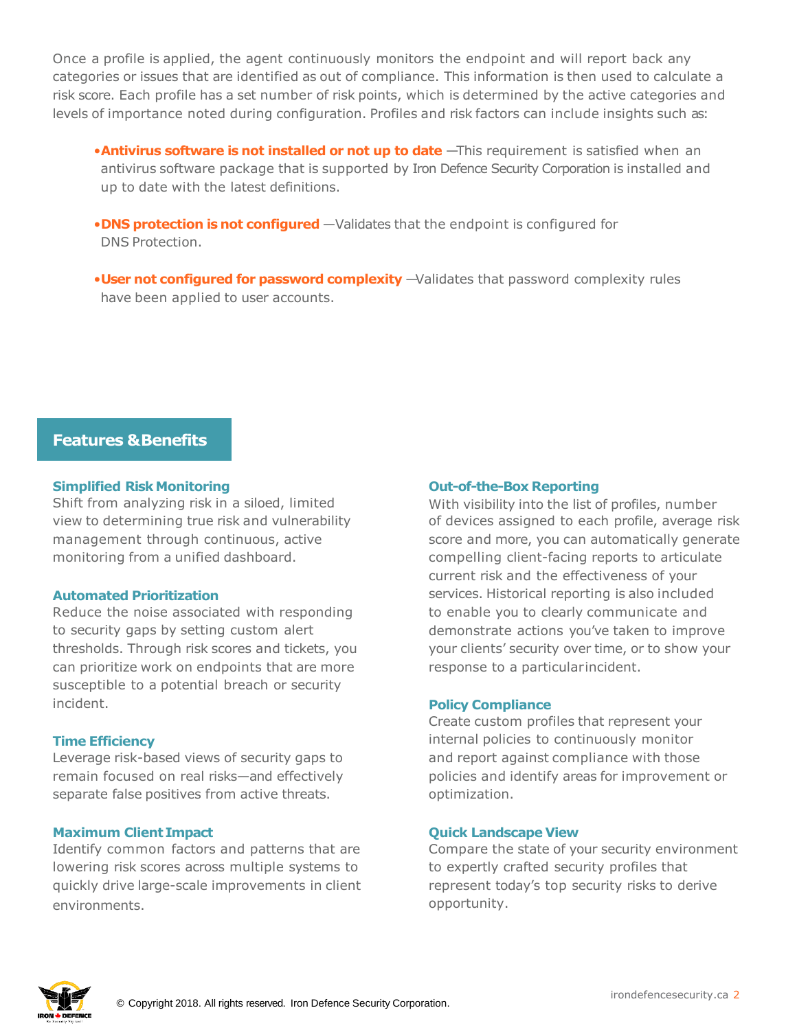Once a profile is applied, the agent continuously monitors the endpoint and will report back any categories or issues that are identified as out of compliance. This information is then used to calculate a risk score. Each profile has a set number of risk points, which is determined by the active categories and levels of importance noted during configuration. Profiles and risk factors can include insights such as:

- **Antivirus software is not installed or not up to date** —This requirement is satisfied when an antivirus software package that is supported by Iron Defence Security Corporation is installed and up to date with the latest definitions.
- **DNS protection is not configured** —Validates that the endpoint is configured for DNS Protection.
- **User not configured for password complexity** —Validates that password complexity rules have been applied to user accounts.

## Features & Benefits

### Simplified Risk Monitoring

Shift from analyzing risk in a siloed, limited view to determining true risk and vulnerability management through continuous, active monitoring from a unified dashboard.

### Automated Prioritization

Reduce the noise associated with responding to security gaps by setting custom alert thresholds. Through risk scores and tickets, you can prioritize work on endpoints that are more susceptible to a potential breach or security incident.

### Time Efficiency

Leverage risk-based views of security gaps to remain focused on real risks—and effectively separate false positives from active threats.

### Maximum Client Impact

Identify common factors and patterns that are lowering risk scores across multiple systems to quickly drive large-scale improvements in client environments.

### Out-of-the-Box Reporting

With visibility into the list of profiles, number of devices assigned to each profile, average risk score and more, you can automatically generate compelling client-facing reports to articulate current risk and the effectiveness of your services. Historical reporting is also included to enable you to clearly communicate and demonstrate actions you've taken to improve your clients' security over time, or to show your response to a particular incident.

### Policy Compliance

Create custom profiles that represent your internal policies to continuously monitor and report against compliance with those policies and identify areas for improvement or optimization.

### Quick Landscape View

Compare the state of your security environment to expertly crafted security profiles that represent today's top security risks to derive opportunity.

© Copyright 2018. All rights reserved. Iron Defence Security Corporation.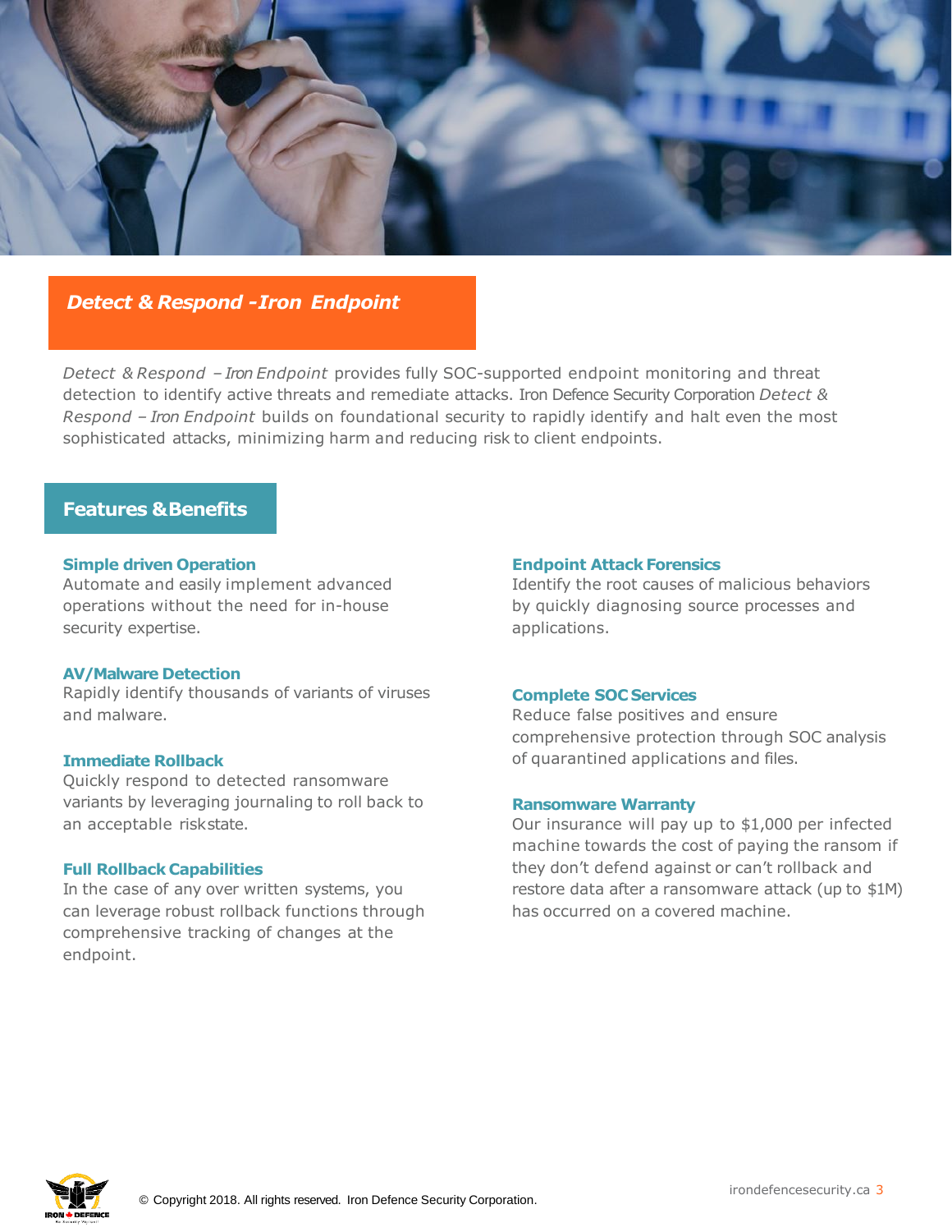## *Detect & Respond - Iron Endpoint*

*Detect & Respond – Iron Endpoint* provides fully SOC-supported endpoint monitoring and threat detection to identify active threats and remediate attacks. Iron Defence Security Corporation *Detect & Respond – Iron Endpoint* builds on foundational security to rapidly identify and halt even the most sophisticated attacks, minimizing harm and reducing risk to client endpoints.

## Features & Benefits

### Simple driven Operation

Automate and easily implement advanced operations without the need for in-house security expertise.

### AV/Malware Detection

Rapidly identify thousands of variants of viruses and malware.

### Immediate Rollback

Quickly respond to detected ransomware variants by leveraging journaling to roll back to an acceptable riskstate.

### Full Rollback Capabilities

In the case of any over written systems, you can leverage robust rollback functions through comprehensive tracking of changes at the endpoint.

### Endpoint Attack Forensics

Identify the root causes of malicious behaviors by quickly diagnosing source processes and applications.

### Complete SOC Services

Reduce false positives and ensure comprehensive protection through SOC analysis of quarantined applications and files.

### Ransomware Warranty

Our insurance will pay up to $1,000 per infected machine towards the cost of paying the ransom if they don't defend against or can't rollback and restore data after a ransomware attack (up to $1M) has occurred on a covered machine.

© Copyright 2018. All rights reserved. Iron Defence Security Corporation.

irondefencesecurity.ca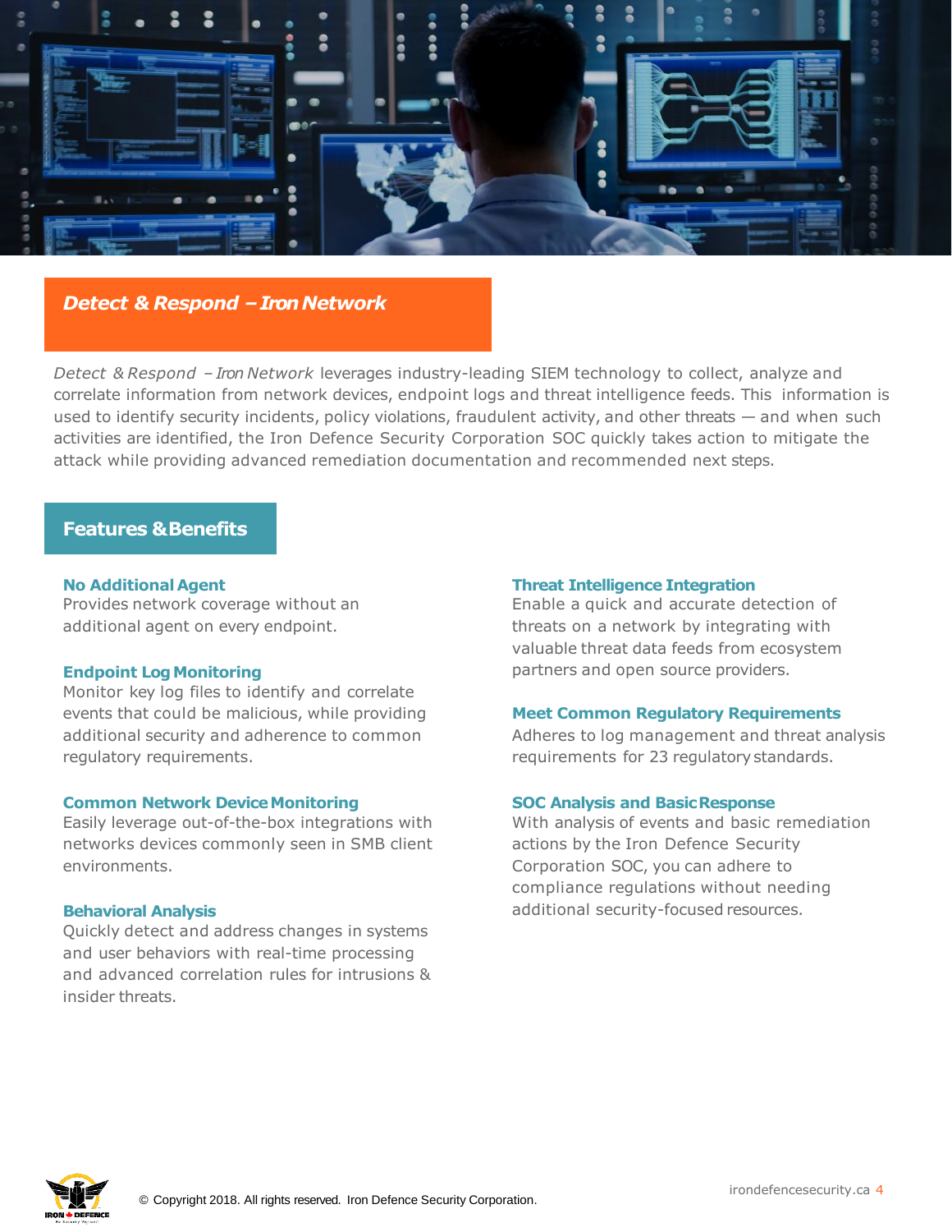## *Detect & Respond – Iron Network*

*Detect & Respond – Iron Network* leverages industry-leading SIEM technology to collect, analyze and correlate information from network devices, endpoint logs and threat intelligence feeds. This information is used to identify security incidents, policy violations, fraudulent activity, and other threats — and when such activities are identified, the Iron Defence Security Corporation SOC quickly takes action to mitigate the attack while providing advanced remediation documentation and recommended next steps.

## Features & Benefits

### No Additional Agent

Provides network coverage without an additional agent on every endpoint.

### Endpoint Log Monitoring

Monitor key log files to identify and correlate events that could be malicious, while providing additional security and adherence to common regulatory requirements.

### Common Network Device Monitoring

Easily leverage out-of-the-box integrations with networks devices commonly seen in SMB client environments.

### Behavioral Analysis

Quickly detect and address changes in systems and user behaviors with real-time processing and advanced correlation rules for intrusions & insider threats.

### Threat Intelligence Integration

Enable a quick and accurate detection of threats on a network by integrating with valuable threat data feeds from ecosystem partners and open source providers.

### Meet Common Regulatory Requirements

Adheres to log management and threat analysis requirements for 23 regulatory standards.

### SOC Analysis and Basic Response

With analysis of events and basic remediation actions by the Iron Defence Security Corporation SOC, you can adhere to compliance regulations without needing additional security-focused resources.

© Copyright 2018. All rights reserved. Iron Defence Security Corporation.

irondefencesecurity.ca